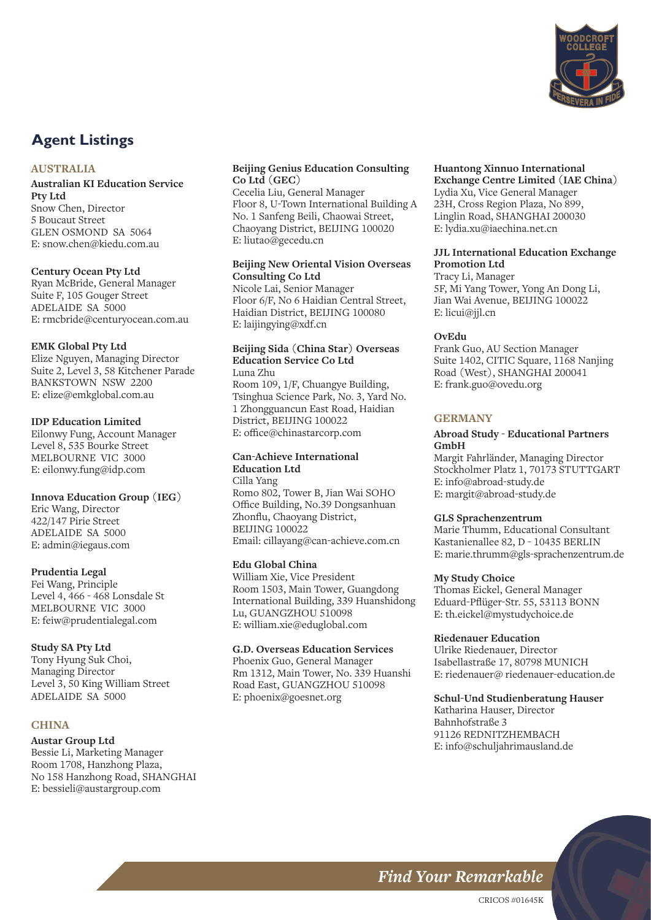## Agent Listings

### AUSTRALIA

**Australian KI Education Service Pty Ltd**
Snow Chen, Director
5 Boucaut Street
GLEN OSMOND SA 5064
E: snow.chen@kiedu.com.au

**Century Ocean Pty Ltd**
Ryan McBride, General Manager
Suite F, 105 Gouger Street
ADELAIDE SA 5000
E: rmcbride@centuryocean.com.au

**EMK Global Pty Ltd**
Elize Nguyen, Managing Director
Suite 2, Level 3, 58 Kitchener Parade
BANKSTOWN NSW 2200
E: elize@emkglobal.com.au

**IDP Education Limited**
Eilonwy Fung, Account Manager
Level 8, 535 Bourke Street
MELBOURNE VIC 3000
E: eilonwy.fung@idp.com

**Innova Education Group (IEG)**
Eric Wang, Director
422/147 Pirie Street
ADELAIDE SA 5000
E: admin@iegaus.com

**Prudentia Legal**
Fei Wang, Principle
Level 4, 466 - 468 Lonsdale St
MELBOURNE VIC 3000
E: feiw@prudentialegal.com

**Study SA Pty Ltd**
Tony Hyung Suk Choi,
Managing Director
Level 3, 50 King William Street
ADELAIDE SA 5000

### CHINA

**Austar Group Ltd**
Bessie Li, Marketing Manager
Room 1708, Hanzhong Plaza,
No 158 Hanzhong Road, SHANGHAI
E: bessieli@austargroup.com

**Beijing Genius Education Consulting Co Ltd (GEC)**
Cecelia Liu, General Manager
Floor 8, U-Town International Building A
No. 1 Sanfeng Beili, Chaowai Street,
Chaoyang District, BEIJING 100020
E: liutao@gecedu.cn

**Beijing New Oriental Vision Overseas Consulting Co Ltd**
Nicole Lai, Senior Manager
Floor 6/F, No 6 Haidian Central Street,
Haidian District, BEIJING 100080
E: laijingying@xdf.cn

**Beijing Sida (China Star) Overseas Education Service Co Ltd**
Luna Zhu
Room 109, 1/F, Chuangye Building,
Tsinghua Science Park, No. 3, Yard No.
1 Zhongguancun East Road, Haidian
District, BEIJING 100022
E: office@chinastarcorp.com

**Can-Achieve International Education Ltd**
Cilla Yang
Romo 802, Tower B, Jian Wai SOHO
Office Building, No.39 Dongsanhuan
Zhonflu, Chaoyang District,
BEIJING 100022
Email: cillayang@can-achieve.com.cn

**Edu Global China**
William Xie, Vice President
Room 1503, Main Tower, Guangdong
International Building, 339 Huanshidong
Lu, GUANGZHOU 510098
E: william.xie@eduglobal.com

**G.D. Overseas Education Services**
Phoenix Guo, General Manager
Rm 1312, Main Tower, No. 339 Huanshi
Road East, GUANGZHOU 510098
E: phoenix@goesnet.org

**Huantong Xinnuo International Exchange Centre Limited (IAE China)**
Lydia Xu, Vice General Manager
23H, Cross Region Plaza, No 899,
Linglin Road, SHANGHAI 200030
E: lydia.xu@iaechina.net.cn

**JJL International Education Exchange Promotion Ltd**
Tracy Li, Manager
5F, Mi Yang Tower, Yong An Dong Li,
Jian Wai Avenue, BEIJING 100022
E: licui@jjl.cn

**OvEdu**
Frank Guo, AU Section Manager
Suite 1402, CITIC Square, 1168 Nanjing
Road (West), SHANGHAI 200041
E: frank.guo@ovedu.org

### GERMANY

**Abroad Study - Educational Partners GmbH**
Margit Fahrländer, Managing Director
Stockholmer Platz 1, 70173 STUTTGART
E: info@abroad-study.de
E: margit@abroad-study.de

**GLS Sprachenzentrum**
Marie Thumm, Educational Consultant
Kastanienallee 82, D - 10435 BERLIN
E: marie.thrumm@gls-sprachenzentrum.de

**My Study Choice**
Thomas Eickel, General Manager
Eduard-Pflüger-Str. 55, 53113 BONN
E: th.eickel@mystudychoice.de

**Riedenauer Education**
Ulrike Riedenauer, Director
Isabellastraße 17, 80798 MUNICH
E: riedenauer@ riedenauer-education.de

**Schul-Und Studienberatung Hauser**
Katharina Hauser, Director
Bahnhofstraße 3
91126 REDNITZHEMBACH
E: info@schuljahrimausland.de

*Find Your Remarkable*

CRICOS #01645K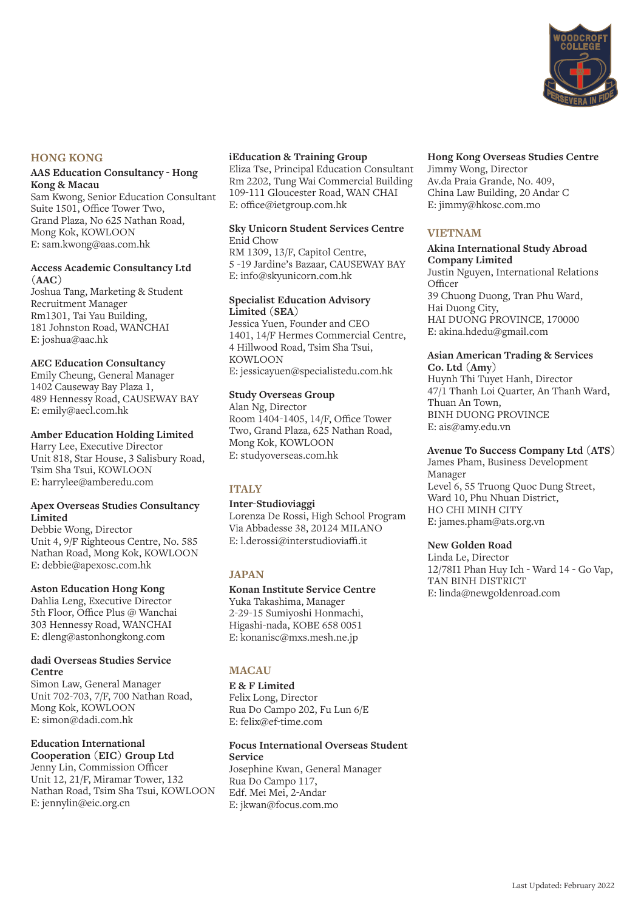## HONG KONG

**AAS Education Consultancy - Hong Kong & Macau**
Sam Kwong, Senior Education Consultant
Suite 1501, Office Tower Two,
Grand Plaza, No 625 Nathan Road,
Mong Kok, KOWLOON
E: sam.kwong@aas.com.hk

**Access Academic Consultancy Ltd (AAC)**
Joshua Tang, Marketing & Student Recruitment Manager
Rm1301, Tai Yau Building,
181 Johnston Road, WANCHAI
E: joshua@aac.hk

**AEC Education Consultancy**
Emily Cheung, General Manager
1402 Causeway Bay Plaza 1,
489 Hennessy Road, CAUSEWAY BAY
E: emily@aecl.com.hk

**Amber Education Holding Limited**
Harry Lee, Executive Director
Unit 818, Star House, 3 Salisbury Road,
Tsim Sha Tsui, KOWLOON
E: harrylee@amberedu.com

**Apex Overseas Studies Consultancy Limited**
Debbie Wong, Director
Unit 4, 9/F Righteous Centre, No. 585
Nathan Road, Mong Kok, KOWLOON
E: debbie@apexosc.com.hk

**Aston Education Hong Kong**
Dahlia Leng, Executive Director
5th Floor, Office Plus @ Wanchai
303 Hennessy Road, WANCHAI
E: dleng@astonhongkong.com

**dadi Overseas Studies Service Centre**
Simon Law, General Manager
Unit 702-703, 7/F, 700 Nathan Road,
Mong Kok, KOWLOON
E: simon@dadi.com.hk

**Education International Cooperation (EIC) Group Ltd**
Jenny Lin, Commission Officer
Unit 12, 21/F, Miramar Tower, 132
Nathan Road, Tsim Sha Tsui, KOWLOON
E: jennylin@eic.org.cn

**iEducation & Training Group**
Eliza Tse, Principal Education Consultant
Rm 2202, Tung Wai Commercial Building
109-111 Gloucester Road, WAN CHAI
E: office@ietgroup.com.hk

**Sky Unicorn Student Services Centre**
Enid Chow
RM 1309, 13/F, Capitol Centre,
5 -19 Jardine's Bazaar, CAUSEWAY BAY
E: info@skyunicorn.com.hk

**Specialist Education Advisory Limited (SEA)**
Jessica Yuen, Founder and CEO
1401, 14/F Hermes Commercial Centre,
4 Hillwood Road, Tsim Sha Tsui,
KOWLOON
E: jessicayuen@specialistedu.com.hk

**Study Overseas Group**
Alan Ng, Director
Room 1404-1405, 14/F, Office Tower
Two, Grand Plaza, 625 Nathan Road,
Mong Kok, KOWLOON
E: studyoverseas.com.hk

**Hong Kong Overseas Studies Centre**
Jimmy Wong, Director
Av.da Praia Grande, No. 409,
China Law Building, 20 Andar C
E: jimmy@hkosc.com.mo

## ITALY

**Inter-Studioviaggi**
Lorenza De Rossi, High School Program
Via Abbadesse 38, 20124 MILANO
E: l.derossi@interstudioviaffi.it

## JAPAN

**Konan Institute Service Centre**
Yuka Takashima, Manager
2-29-15 Sumiyoshi Honmachi,
Higashi-nada, KOBE 658 0051
E: konanisc@mxs.mesh.ne.jp

## MACAU

**E & F Limited**
Felix Long, Director
Rua Do Campo 202, Fu Lun 6/E
E: felix@ef-time.com

**Focus International Overseas Student Service**
Josephine Kwan, General Manager
Rua Do Campo 117,
Edf. Mei Mei, 2-Andar
E: jkwan@focus.com.mo

## VIETNAM

**Akina International Study Abroad Company Limited**
Justin Nguyen, International Relations Officer
39 Chuong Duong, Tran Phu Ward,
Hai Duong City,
HAI DUONG PROVINCE, 170000
E: akina.hdedu@gmail.com

**Asian American Trading & Services Co. Ltd (Amy)**
Huynh Thi Tuyet Hanh, Director
47/1 Thanh Loi Quarter, An Thanh Ward,
Thuan An Town,
BINH DUONG PROVINCE
E: ais@amy.edu.vn

**Avenue To Success Company Ltd (ATS)**
James Pham, Business Development Manager
Level 6, 55 Truong Quoc Dung Street,
Ward 10, Phu Nhuan District,
HO CHI MINH CITY
E: james.pham@ats.org.vn

**New Golden Road**
Linda Le, Director
12/78I1 Phan Huy Ich - Ward 14 - Go Vap,
TAN BINH DISTRICT
E: linda@newgoldenroad.com

Last Updated: February 2022